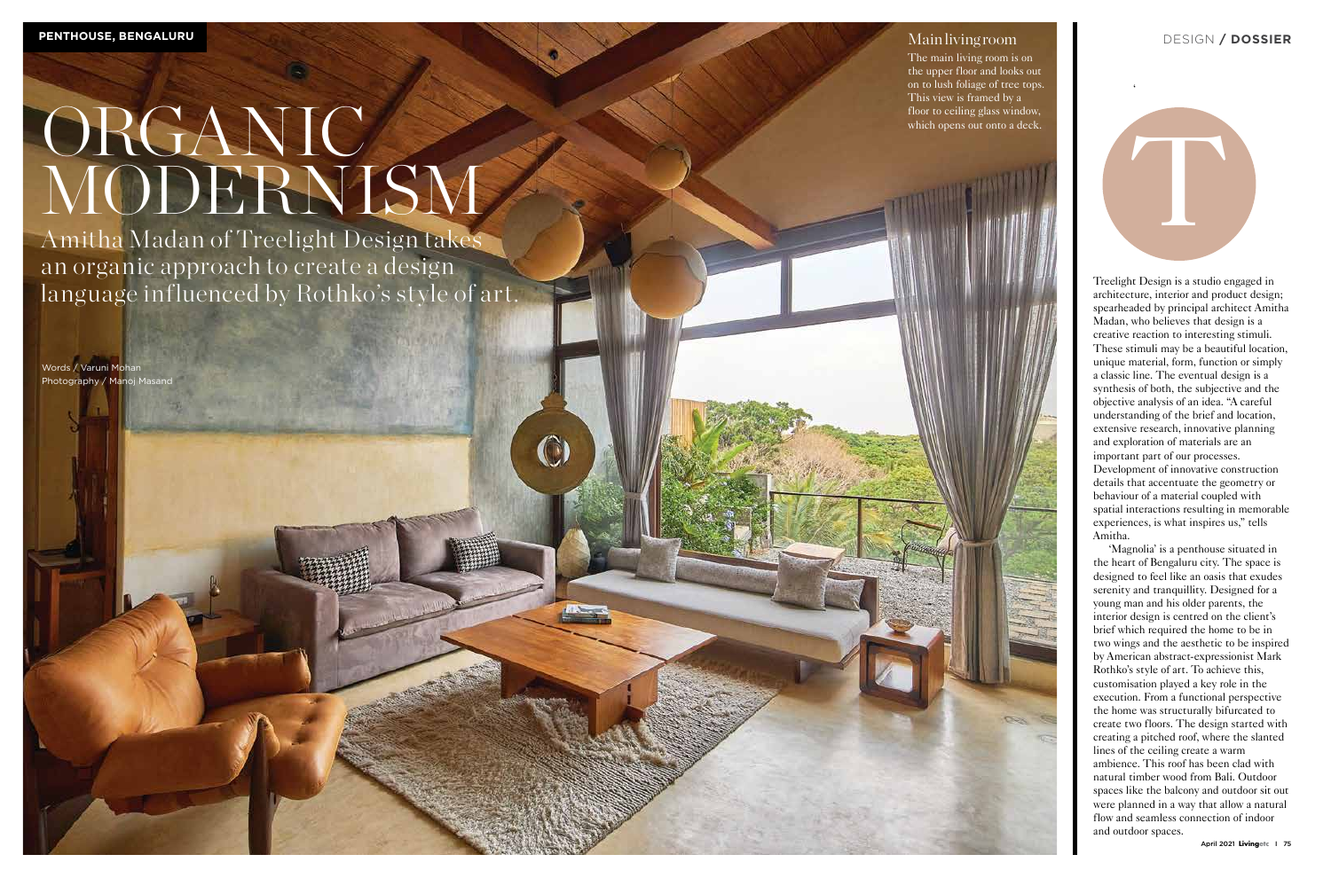PENTHOUSE, BENGALURU

# ORGANIC MODERNISM

## Amitha Madan of Treelight Design takes an organic approach to create a design language influenced by Rothko's style of art.

Words / Varuni Mohan
Photography / Manoj Masand

### Main living room

The main living room is on the upper floor and looks out on to lush foliage of tree tops. This view is framed by a floor to ceiling glass window, which opens out onto a deck.

DESIGN / **DOSSIER**

T

Treelight Design is a studio engaged in architecture, interior and product design; spearheaded by principal architect Amitha Madan, who believes that design is a creative reaction to interesting stimuli. These stimuli may be a beautiful location, unique material, form, function or simply a classic line. The eventual design is a synthesis of both, the subjective and the objective analysis of an idea. "A careful understanding of the brief and location, extensive research, innovative planning and exploration of materials are an important part of our processes. Development of innovative construction details that accentuate the geometry or behaviour of a material coupled with spatial interactions resulting in memorable experiences, is what inspires us," tells Amitha.

'Magnolia' is a penthouse situated in the heart of Bengaluru city. The space is designed to feel like an oasis that exudes serenity and tranquillity. Designed for a young man and his older parents, the interior design is centred on the client's brief which required the home to be in two wings and the aesthetic to be inspired by American abstract-expressionist Mark Rothko's style of art. To achieve this, customisation played a key role in the execution. From a functional perspective the home was structurally bifurcated to create two floors. The design started with creating a pitched roof, where the slanted lines of the ceiling create a warm ambience. This roof has been clad with natural timber wood from Bali. Outdoor spaces like the balcony and outdoor sit out were planned in a way that allow a natural flow and seamless connection of indoor and outdoor spaces.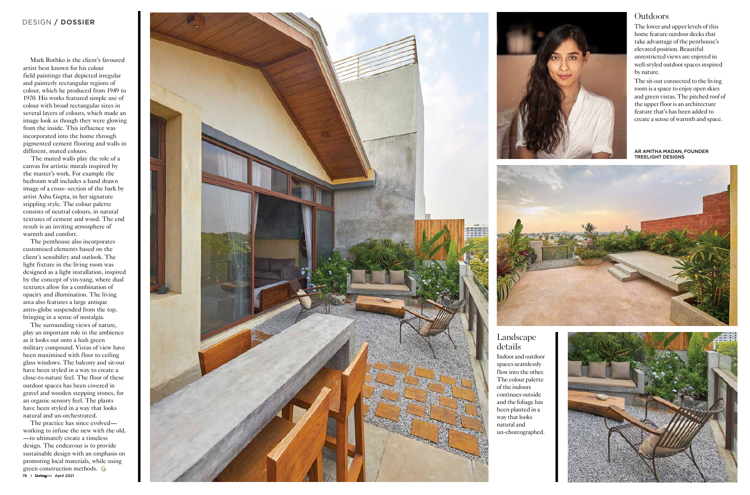Mark Rothko is the client's favoured artist best known for his colour field paintings that depicted irregular and painterly rectangular regions of colour, which he produced from 1949 to 1970. His works featured simple use of colour with broad rectangular sizes in several layers of colours, which made an image look as though they were glowing from the inside. This influence was incorporated into the home through pigmented cement flooring and walls in different, muted colours.

The muted walls play the role of a canvas for artistic murals inspired by the master's work. For example the bedroom wall includes a hand drawn image of a cross- section of the bark by artist Ashu Gupta, in her signature stippling style. The colour palette consists of neutral colours, in natural textures of cement and wood. The end result is an inviting atmosphere of warmth and comfort.

The penthouse also incorporates customised elements based on the client's sensibility and outlook. The light fixture in the living room was designed as a light installation, inspired by the concept of yin-yang, where dual textures allow for a combination of opacity and illumination. The living area also features a large antique astro-globe suspended from the top, bringing in a sense of nostalgia.

The surrounding views of nature, play an important role in the ambience as it looks out onto a lush green military compound. Vistas of view have been maximised with floor to ceiling glass windows. The balcony and sit-out have been styled in a way to create a close-to-nature feel. The floor of these outdoor spaces has been covered in gravel and wooden stepping stones, for an organic sensory feel. The plants have been styled in a way that looks natural and un-orchestrated.

The practice has since evolved—working to infuse the new with the old, —to ultimately create a timeless design. The endeavour is to provide sustainable design with an emphasis on promoting local materials, while using green construction methods.

## Outdoors

The lower and upper levels of this home feature outdoor decks that take advantage of the penthouse's elevated position. Beautiful unrestricted views are enjoyed in well-styled outdoor spaces inspired by nature.

The sit-out connected to the living room is a space to enjoy open skies and green vistas. The pitched roof of the upper floor is an architecture feature that's has been added to create a sense of warmth and space.

AR AMITHA MADAN, FOUNDER TREELIGHT DESIGNS

## Landscape details

Indoor and outdoor spaces seamlessly flow into the other. The colour palette of the indoors continues outside and the foliage has been planted in a way that looks natural and un-choreographed.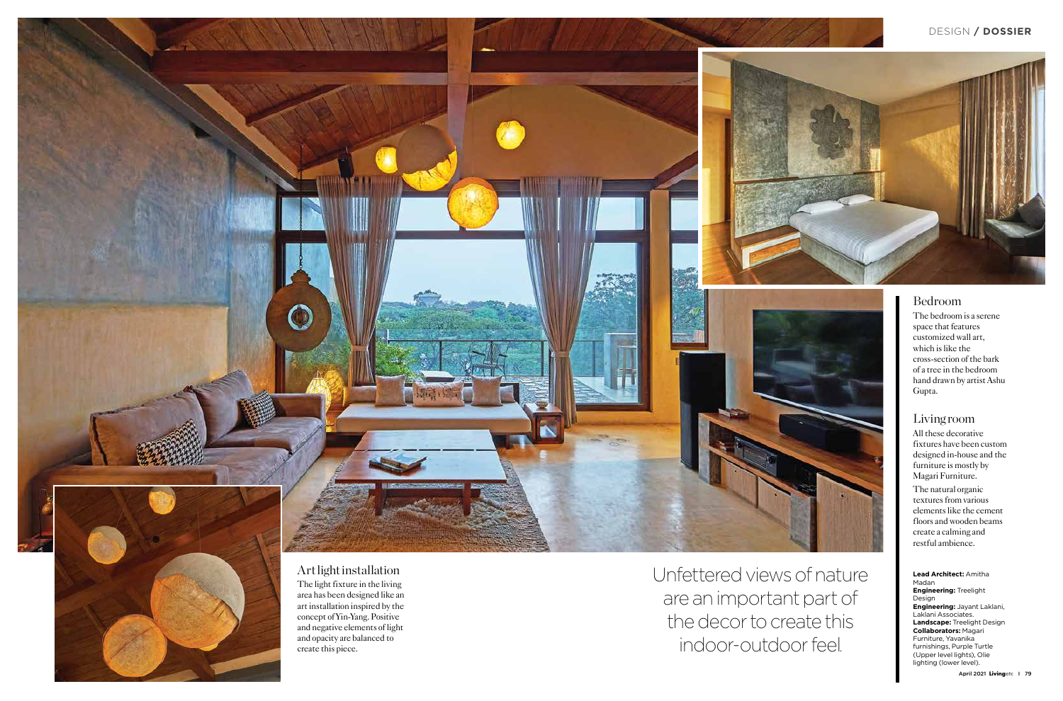## Art light installation

The light fixture in the living area has been designed like an art installation inspired by the concept of Yin-Yang. Positive and negative elements of light and opacity are balanced to create this piece.

Unfettered views of nature are an important part of the decor to create this indoor-outdoor feel.

## Bedroom

The bedroom is a serene space that features customized wall art, which is like the cross-section of the bark of a tree in the bedroom hand drawn by artist Ashu Gupta.

## Living room

All these decorative fixtures have been custom designed in-house and the furniture is mostly by Magari Furniture.

The natural organic textures from various elements like the cement floors and wooden beams create a calming and restful ambience.

**Lead Architect:** Amitha Madan
**Engineering:** Treelight Design
**Engineering:** Jayant Laklani, Laklani Associates.
**Landscape:** Treelight Design
**Collaborators:** Magari Furniture, Yavanika furnishings, Purple Turtle (Upper level lights), Olie lighting (lower level).